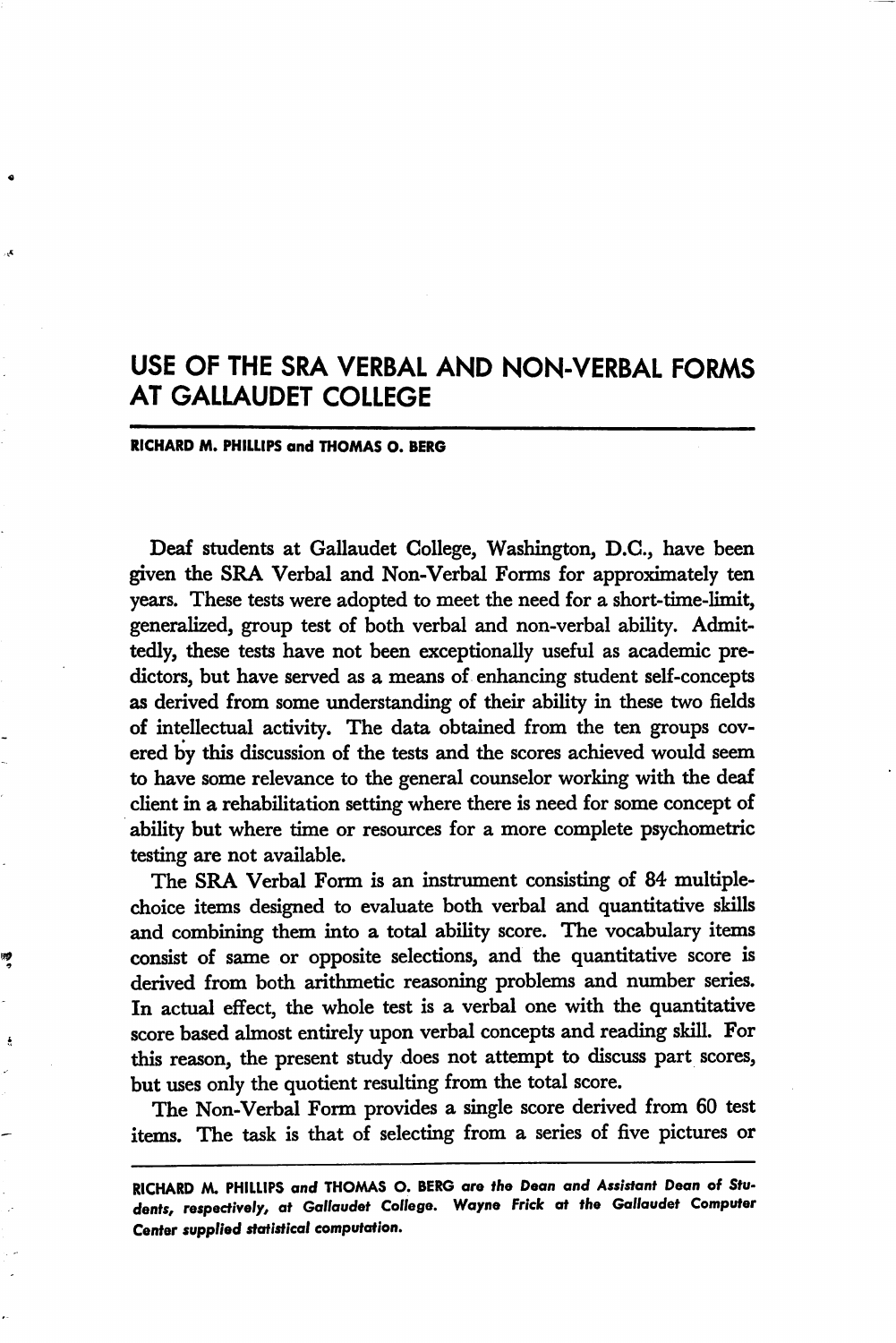# USE OF THE SRA VERBAL AND NON-VERBAL FORMS AT GALLAUDET COLLEGE

**RICHARD M. PHILLIPS and THOMAS O. BERG**

Deaf students at Gallaudet College, Washington, D.C., have been given the SRA Verbal and Non-Verbal Forms for approximately ten years. These tests were adopted to meet the need for a short-time-limit, generalized, group test of both verbal and non-verbal ability. Admittedly, these tests have not been exceptionally useful as academic predictors, but have served as a means of enhancing student self-concepts as derived from some understanding of their ability in these two fields of intellectual activity. The data obtained from the ten groups covered by this discussion of the tests and the scores achieved would seem to have some relevance to the general counselor working with the deaf client in a rehabilitation setting where there is need for some concept of ability but where time or resources for a more complete psychometric testing are not available.

The SRA Verbal Form is an instrument consisting of 84 multiple-choice items designed to evaluate both verbal and quantitative skills and combining them into a total ability score. The vocabulary items consist of same or opposite selections, and the quantitative score is derived from both arithmetic reasoning problems and number series. In actual effect, the whole test is a verbal one with the quantitative score based almost entirely upon verbal concepts and reading skill. For this reason, the present study does not attempt to discuss part scores, but uses only the quotient resulting from the total score.

The Non-Verbal Form provides a single score derived from 60 test items. The task is that of selecting from a series of five pictures or

---

*RICHARD M. PHILLIPS and THOMAS O. BERG are the Dean and Assistant Dean of Students, respectively, at Gallaudet College. Wayne Frick at the Gallaudet Computer Center supplied statistical computation.*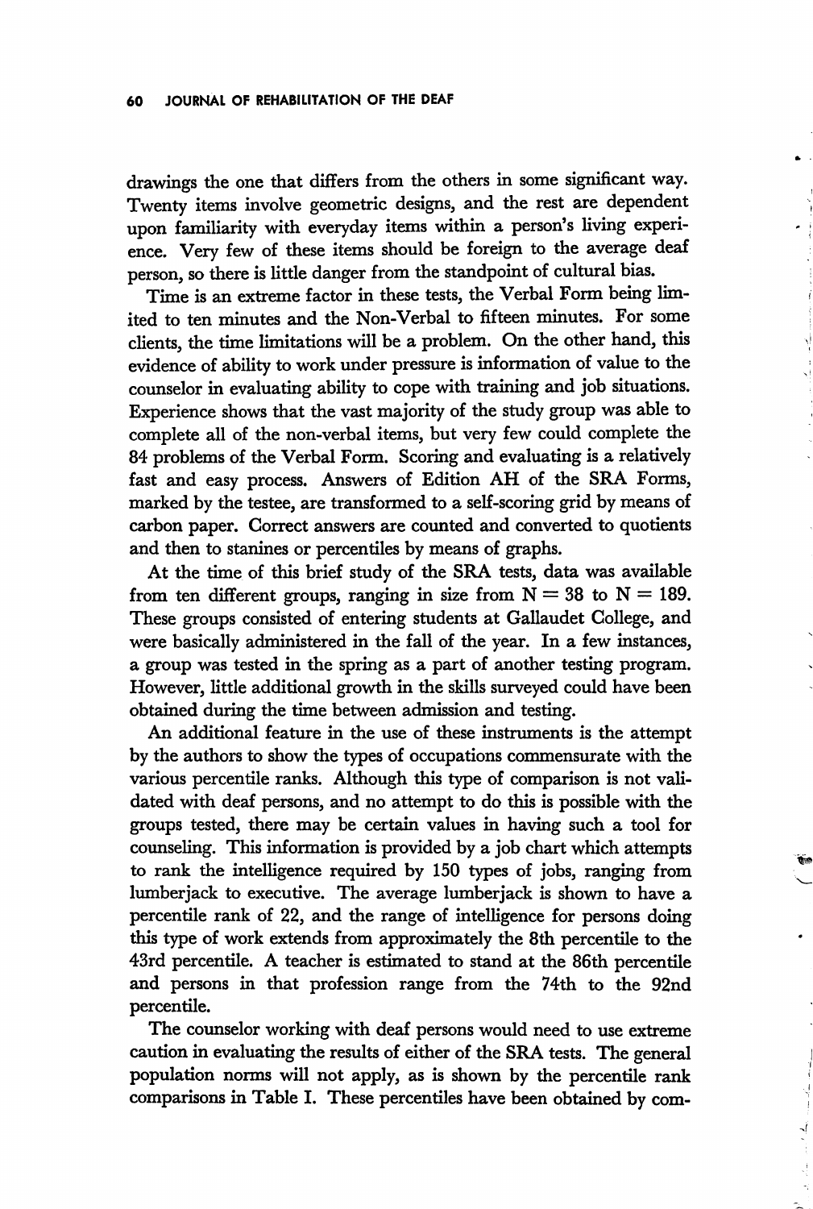drawings the one that differs from the others in some significant way. Twenty items involve geometric designs, and the rest are dependent upon familiarity with everyday items within a person's living experience. Very few of these items should be foreign to the average deaf person, so there is little danger from the standpoint of cultural bias.

Time is an extreme factor in these tests, the Verbal Form being limited to ten minutes and the Non-Verbal to fifteen minutes. For some clients, the time limitations will be a problem. On the other hand, this evidence of ability to work under pressure is information of value to the counselor in evaluating ability to cope with training and job situations. Experience shows that the vast majority of the study group was able to complete all of the non-verbal items, but very few could complete the 84 problems of the Verbal Form. Scoring and evaluating is a relatively fast and easy process. Answers of Edition AH of the SRA Forms, marked by the testee, are transformed to a self-scoring grid by means of carbon paper. Correct answers are counted and converted to quotients and then to stanines or percentiles by means of graphs.

At the time of this brief study of the SRA tests, data was available from ten different groups, ranging in size from N = 38 to N = 189. These groups consisted of entering students at Gallaudet College, and were basically administered in the fall of the year. In a few instances, a group was tested in the spring as a part of another testing program. However, little additional growth in the skills surveyed could have been obtained during the time between admission and testing.

An additional feature in the use of these instruments is the attempt by the authors to show the types of occupations commensurate with the various percentile ranks. Although this type of comparison is not validated with deaf persons, and no attempt to do this is possible with the groups tested, there may be certain values in having such a tool for counseling. This information is provided by a job chart which attempts to rank the intelligence required by 150 types of jobs, ranging from lumberjack to executive. The average lumberjack is shown to have a percentile rank of 22, and the range of intelligence for persons doing this type of work extends from approximately the 8th percentile to the 43rd percentile. A teacher is estimated to stand at the 86th percentile and persons in that profession range from the 74th to the 92nd percentile.

The counselor working with deaf persons would need to use extreme caution in evaluating the results of either of the SRA tests. The general population norms will not apply, as is shown by the percentile rank comparisons in Table I. These percentiles have been obtained by com-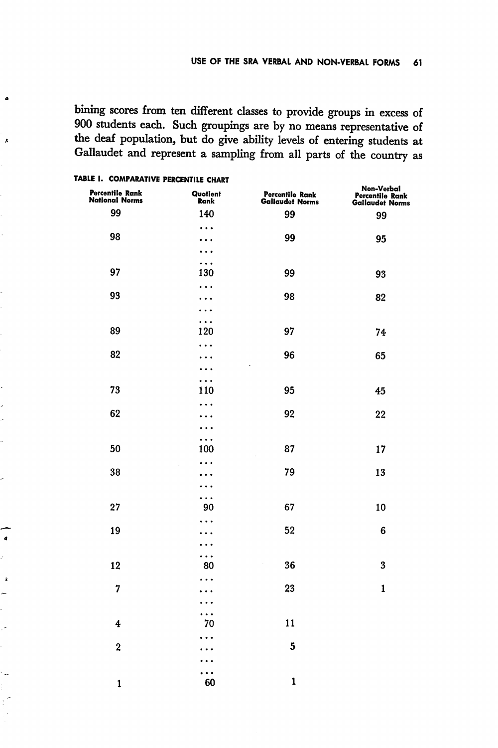bining scores from ten different classes to provide groups in excess of 900 students each. Such groupings are by no means representative of the deaf population, but do give ability levels of entering students at Gallaudet and represent a sampling from all parts of the country as

TABLE I. COMPARATIVE PERCENTILE CHART

| Percentile Rank National Norms | Quotient Rank | Percentile Rank Gallaudet Norms | Non-Verbal Percentile Rank Gallaudet Norms |
|---|---|---|---|
| 99 | 140 | 99 | 99 |
| | ... | | |
| 98 | ... | 99 | 95 |
| | ... | | |
| | ... | | |
| 97 | 130 | 99 | 93 |
| | ... | | |
| 93 | ... | 98 | 82 |
| | ... | | |
| | ... | | |
| 89 | 120 | 97 | 74 |
| | ... | | |
| 82 | ... | 96 | 65 |
| | ... | | |
| | ... | | |
| 73 | 110 | 95 | 45 |
| | ... | | |
| 62 | ... | 92 | 22 |
| | ... | | |
| | ... | | |
| 50 | 100 | 87 | 17 |
| | ... | | |
| 38 | ... | 79 | 13 |
| | ... | | |
| | ... | | |
| 27 | 90 | 67 | 10 |
| | ... | | |
| 19 | ... | 52 | 6 |
| | ... | | |
| | ... | | |
| 12 | 80 | 36 | 3 |
| | ... | | |
| 7 | ... | 23 | 1 |
| | ... | | |
| | ... | | |
| 4 | 70 | 11 | |
| | ... | | |
| 2 | ... | 5 | |
| | ... | | |
| | ... | | |
| 1 | 60 | 1 | |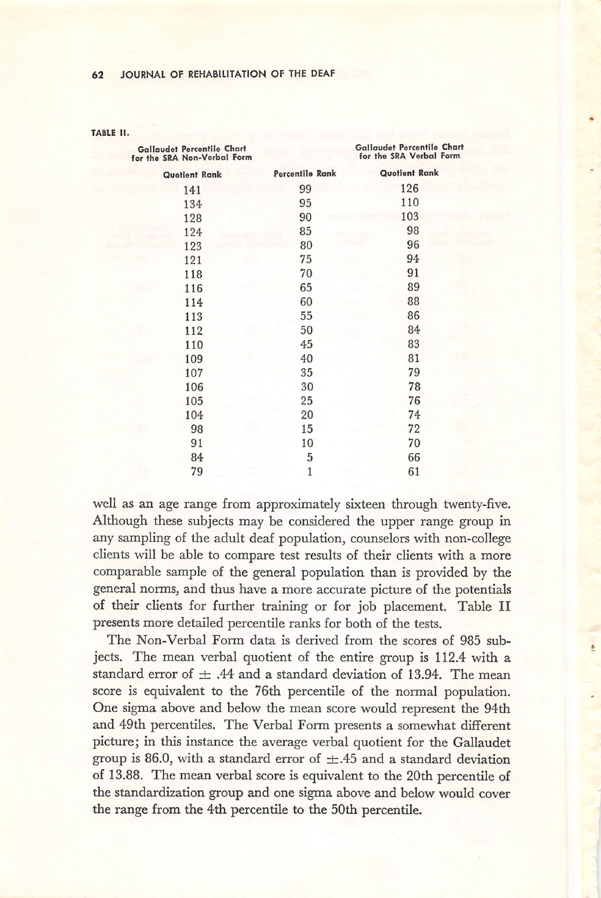**TABLE II.**

| Gallaudet Percentile Chart for the SRA Non-Verbal Form | | Gallaudet Percentile Chart for the SRA Verbal Form |
|---|---|---|
| Quotient Rank | Percentile Rank | Quotient Rank |
| 141 | 99 | 126 |
| 134 | 95 | 110 |
| 128 | 90 | 103 |
| 124 | 85 | 98 |
| 123 | 80 | 96 |
| 121 | 75 | 94 |
| 118 | 70 | 91 |
| 116 | 65 | 89 |
| 114 | 60 | 88 |
| 113 | 55 | 86 |
| 112 | 50 | 84 |
| 110 | 45 | 83 |
| 109 | 40 | 81 |
| 107 | 35 | 79 |
| 106 | 30 | 78 |
| 105 | 25 | 76 |
| 104 | 20 | 74 |
| 98 | 15 | 72 |
| 91 | 10 | 70 |
| 84 | 5 | 66 |
| 79 | 1 | 61 |

well as an age range from approximately sixteen through twenty-five. Although these subjects may be considered the upper range group in any sampling of the adult deaf population, counselors with non-college clients will be able to compare test results of their clients with a more comparable sample of the general population than is provided by the general norms, and thus have a more accurate picture of the potentials of their clients for further training or for job placement. Table II presents more detailed percentile ranks for both of the tests.

The Non-Verbal Form data is derived from the scores of 985 subjects. The mean verbal quotient of the entire group is 112.4 with a standard error of ± .44 and a standard deviation of 13.94. The mean score is equivalent to the 76th percentile of the normal population. One sigma above and below the mean score would represent the 94th and 49th percentiles. The Verbal Form presents a somewhat different picture; in this instance the average verbal quotient for the Gallaudet group is 86.0, with a standard error of ±.45 and a standard deviation of 13.88. The mean verbal score is equivalent to the 20th percentile of the standardization group and one sigma above and below would cover the range from the 4th percentile to the 50th percentile.